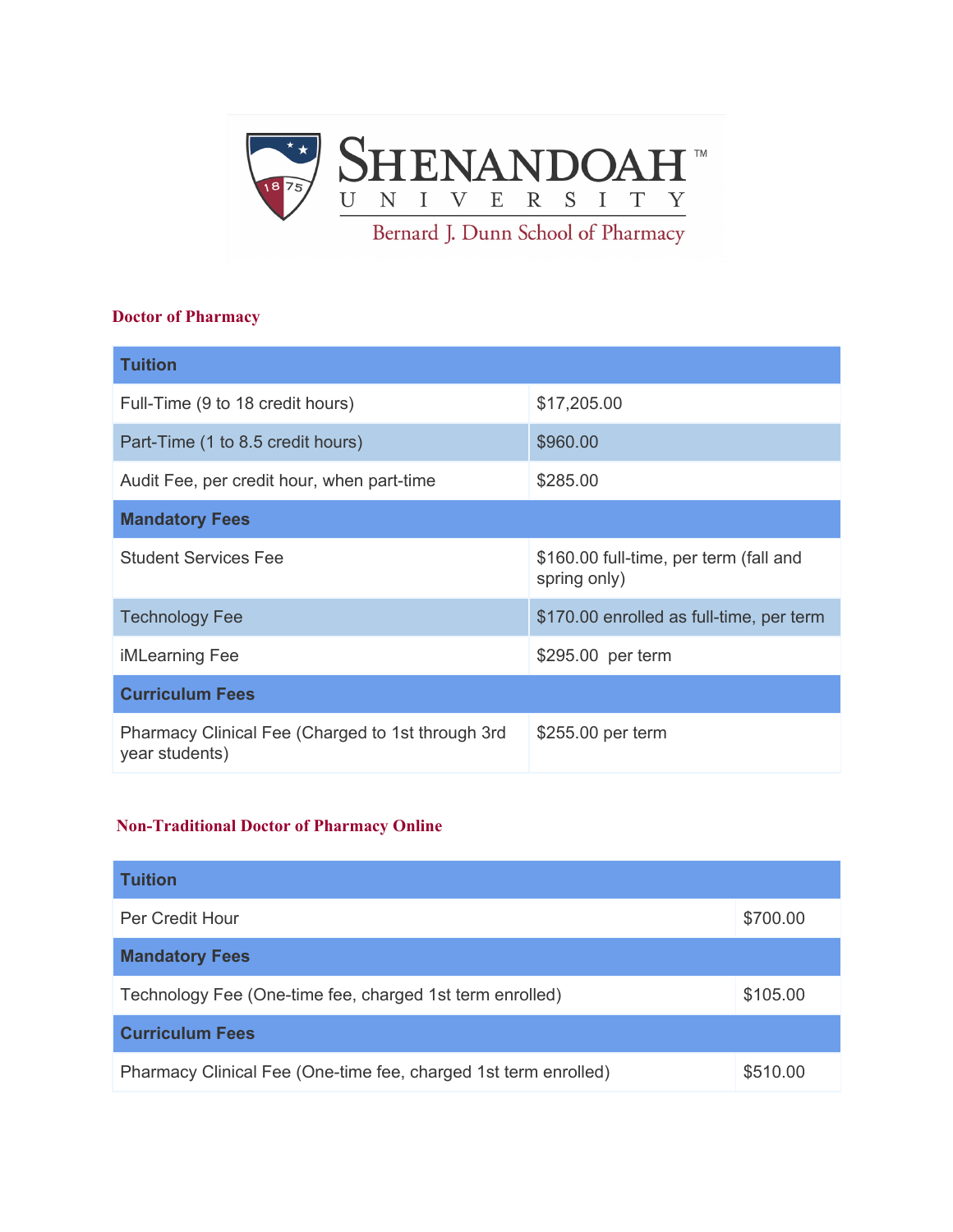# Shenandoah University

## Bernard J. Dunn School of Pharmacy

### Doctor of Pharmacy

| Tuition | |
|---|---|
| Full-Time (9 to 18 credit hours) | $17,205.00 |
| Part-Time (1 to 8.5 credit hours) | $960.00 |
| Audit Fee, per credit hour, when part-time | $285.00 |
| **Mandatory Fees** | |
| Student Services Fee | $160.00 full-time, per term (fall and spring only) |
| Technology Fee | $170.00 enrolled as full-time, per term |
| iMLearning Fee | $295.00 per term |
| **Curriculum Fees** | |
| Pharmacy Clinical Fee (Charged to 1st through 3rd year students) | $255.00 per term |

### Non-Traditional Doctor of Pharmacy Online

| Tuition | |
|---|---|
| Per Credit Hour | $700.00 |
| **Mandatory Fees** | |
| Technology Fee (One-time fee, charged 1st term enrolled) | $105.00 |
| **Curriculum Fees** | |
| Pharmacy Clinical Fee (One-time fee, charged 1st term enrolled) | $510.00 |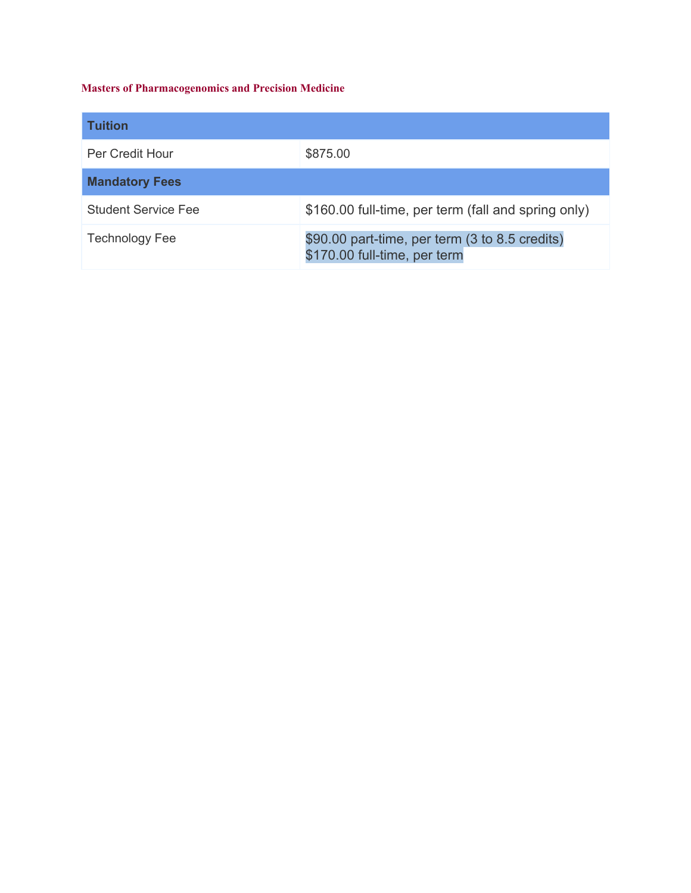**Masters of Pharmacogenomics and Precision Medicine**

| **Tuition** | |
|---|---|
| Per Credit Hour | $875.00 |
| **Mandatory Fees** | |
| Student Service Fee | $160.00 full-time, per term (fall and spring only) |
| Technology Fee | $90.00 part-time, per term (3 to 8.5 credits)<br>$170.00 full-time, per term |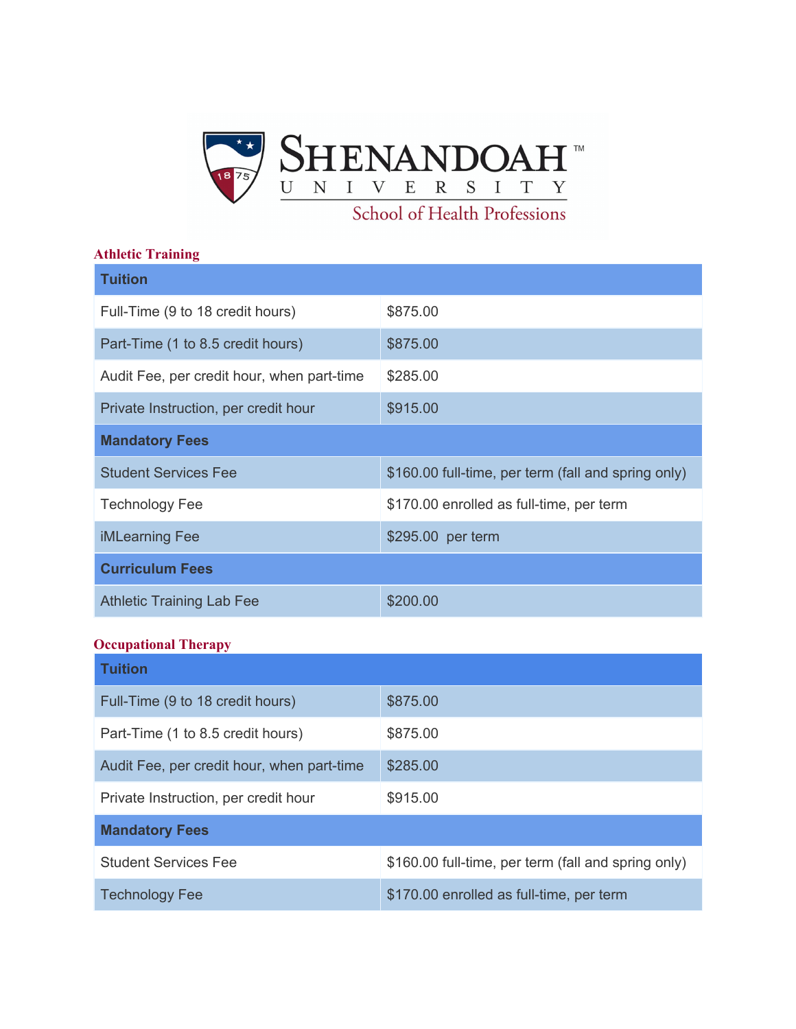**Shenandoah University**
**School of Health Professions**

### Athletic Training

| Tuition | |
|---|---|
| Full-Time (9 to 18 credit hours) | $875.00 |
| Part-Time (1 to 8.5 credit hours) | $875.00 |
| Audit Fee, per credit hour, when part-time | $285.00 |
| Private Instruction, per credit hour | $915.00 |
| **Mandatory Fees** | |
| Student Services Fee | $160.00 full-time, per term (fall and spring only) |
| Technology Fee | $170.00 enrolled as full-time, per term |
| iMLearning Fee | $295.00 per term |
| **Curriculum Fees** | |
| Athletic Training Lab Fee | $200.00 |

### Occupational Therapy

| Tuition | |
|---|---|
| Full-Time (9 to 18 credit hours) | $875.00 |
| Part-Time (1 to 8.5 credit hours) | $875.00 |
| Audit Fee, per credit hour, when part-time | $285.00 |
| Private Instruction, per credit hour | $915.00 |
| **Mandatory Fees** | |
| Student Services Fee | $160.00 full-time, per term (fall and spring only) |
| Technology Fee | $170.00 enrolled as full-time, per term |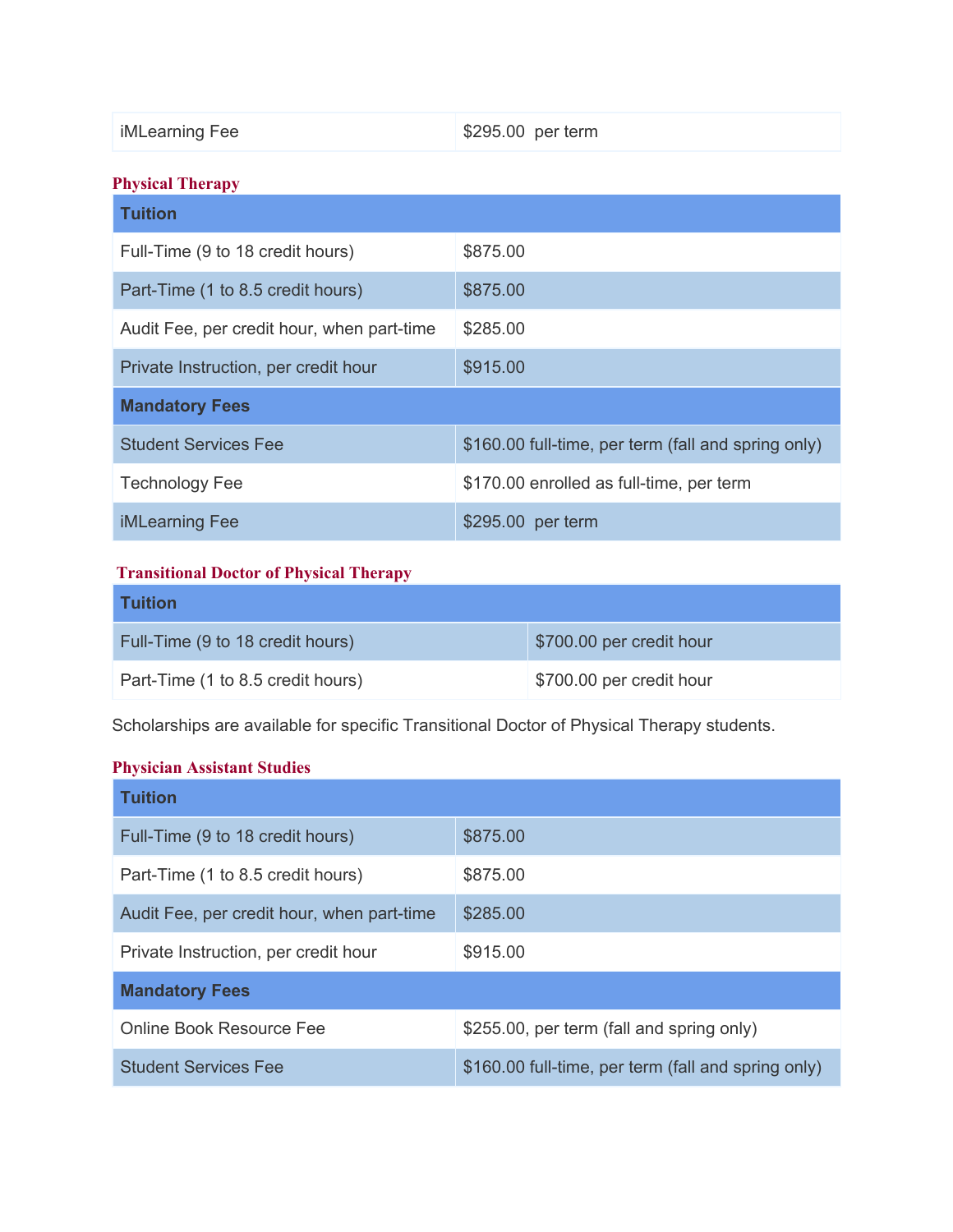| iMLearning Fee | $295.00 per term |
| --- | --- |

### Physical Therapy

| Tuition | |
| --- | --- |
| Full-Time (9 to 18 credit hours) | $875.00 |
| Part-Time (1 to 8.5 credit hours) | $875.00 |
| Audit Fee, per credit hour, when part-time | $285.00 |
| Private Instruction, per credit hour | $915.00 |
| **Mandatory Fees** | |
| Student Services Fee | $160.00 full-time, per term (fall and spring only) |
| Technology Fee | $170.00 enrolled as full-time, per term |
| iMLearning Fee | $295.00 per term |

### Transitional Doctor of Physical Therapy

| Tuition | |
| --- | --- |
| Full-Time (9 to 18 credit hours) | $700.00 per credit hour |
| Part-Time (1 to 8.5 credit hours) | $700.00 per credit hour |

Scholarships are available for specific Transitional Doctor of Physical Therapy students.

### Physician Assistant Studies

| Tuition | |
| --- | --- |
| Full-Time (9 to 18 credit hours) | $875.00 |
| Part-Time (1 to 8.5 credit hours) | $875.00 |
| Audit Fee, per credit hour, when part-time | $285.00 |
| Private Instruction, per credit hour | $915.00 |
| **Mandatory Fees** | |
| Online Book Resource Fee | $255.00, per term (fall and spring only) |
| Student Services Fee | $160.00 full-time, per term (fall and spring only) |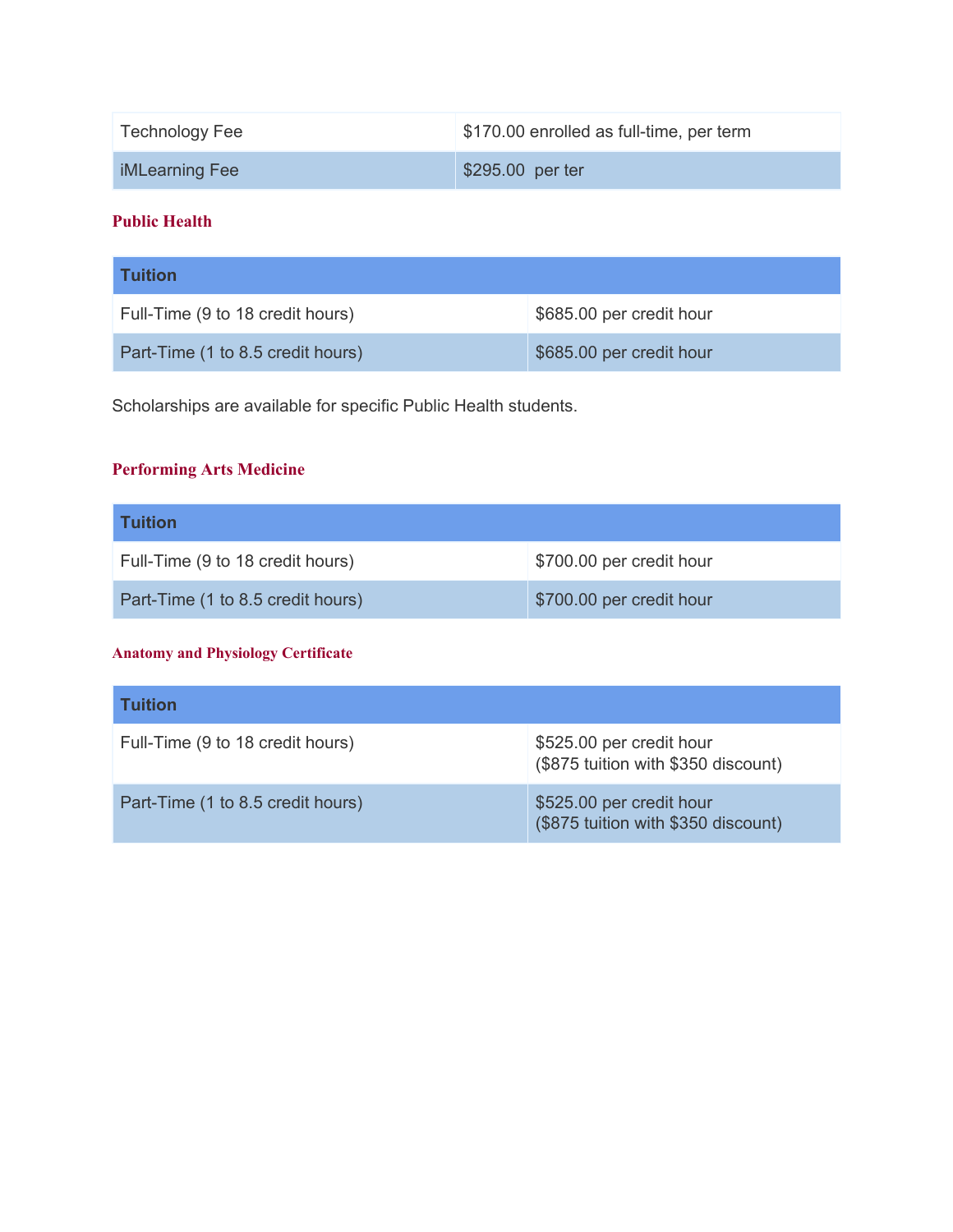| Technology Fee | $170.00 enrolled as full-time, per term |
| --- | --- |
| iMLearning Fee | $295.00  per ter |

### Public Health

| Tuition | |
| --- | --- |
| Full-Time (9 to 18 credit hours) | $685.00 per credit hour |
| Part-Time (1 to 8.5 credit hours) | $685.00 per credit hour |

Scholarships are available for specific Public Health students.

### Performing Arts Medicine

| Tuition | |
| --- | --- |
| Full-Time (9 to 18 credit hours) | $700.00 per credit hour |
| Part-Time (1 to 8.5 credit hours) | $700.00 per credit hour |

### Anatomy and Physiology Certificate

| Tuition | |
| --- | --- |
| Full-Time (9 to 18 credit hours) | $525.00 per credit hour ($875 tuition with $350 discount) |
| Part-Time (1 to 8.5 credit hours) | $525.00 per credit hour ($875 tuition with $350 discount) |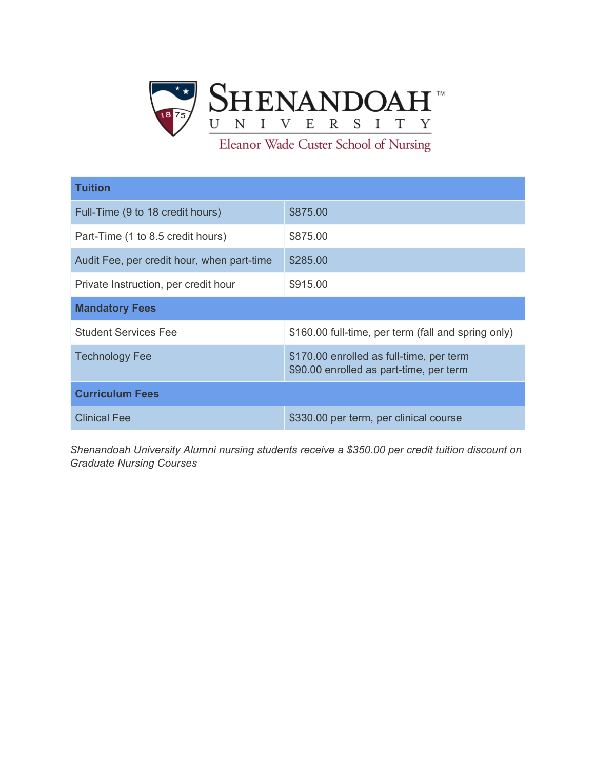# Shenandoah University

## Eleanor Wade Custer School of Nursing

| Tuition | |
|---|---|
| Full-Time (9 to 18 credit hours) | $875.00 |
| Part-Time (1 to 8.5 credit hours) | $875.00 |
| Audit Fee, per credit hour, when part-time | $285.00 |
| Private Instruction, per credit hour | $915.00 |
| **Mandatory Fees** | |
| Student Services Fee | $160.00 full-time, per term (fall and spring only) |
| Technology Fee | $170.00 enrolled as full-time, per term<br>$90.00 enrolled as part-time, per term |
| **Curriculum Fees** | |
| Clinical Fee | $330.00 per term, per clinical course |

*Shenandoah University Alumni nursing students receive a $350.00 per credit tuition discount on Graduate Nursing Courses*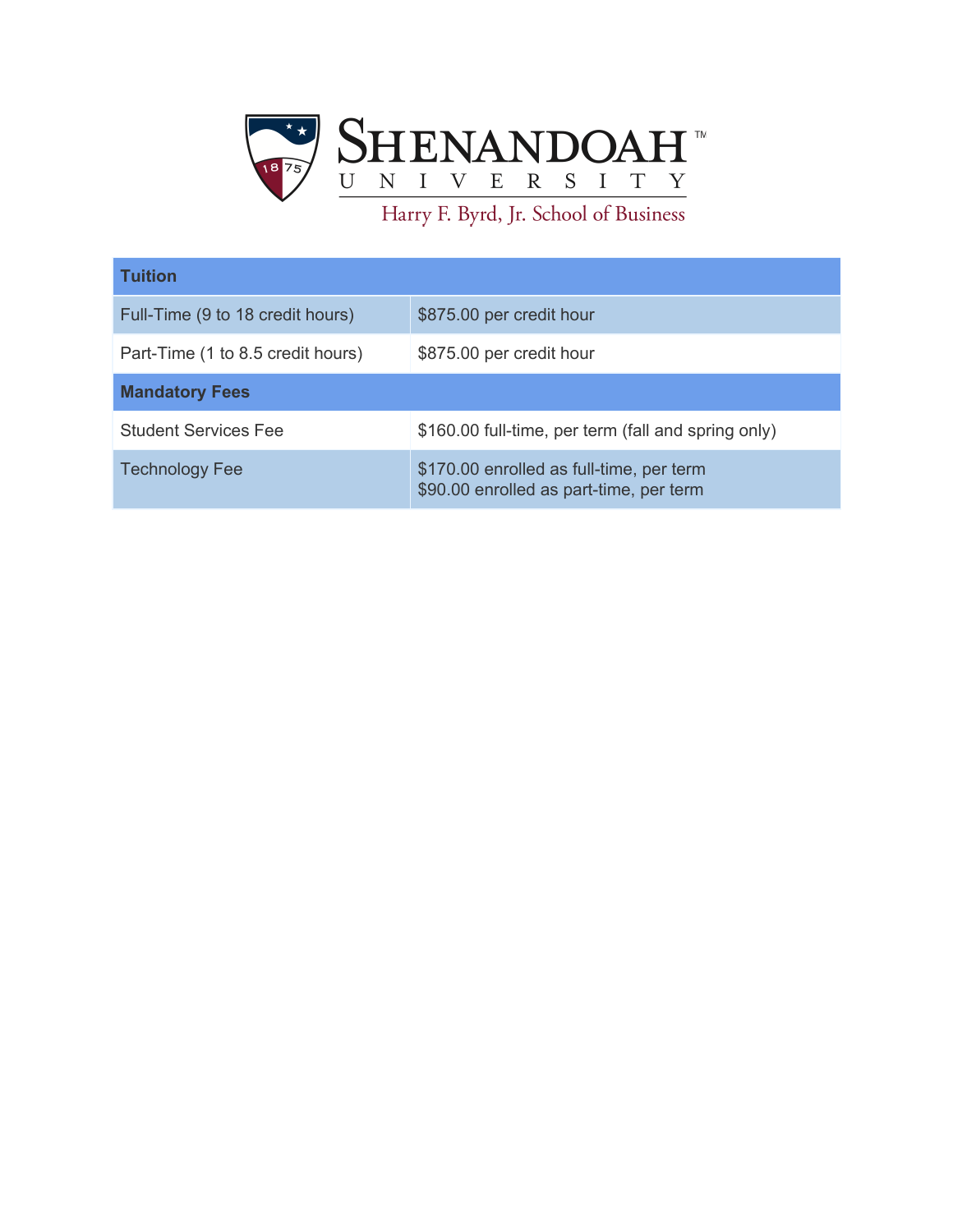# Shenandoah University

## Harry F. Byrd, Jr. School of Business

| Tuition | |
|---|---|
| Full-Time (9 to 18 credit hours) | $875.00 per credit hour |
| Part-Time (1 to 8.5 credit hours) | $875.00 per credit hour |
| **Mandatory Fees** | |
| Student Services Fee | $160.00 full-time, per term (fall and spring only) |
| Technology Fee | $170.00 enrolled as full-time, per term<br>$90.00 enrolled as part-time, per term |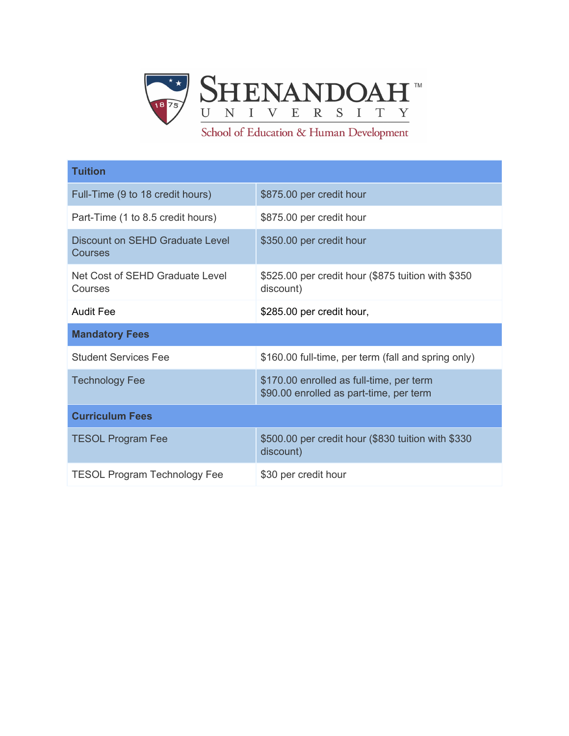Shenandoah University
School of Education & Human Development

| Tuition | |
|---|---|
| Full-Time (9 to 18 credit hours) | $875.00 per credit hour |
| Part-Time (1 to 8.5 credit hours) | $875.00 per credit hour |
| Discount on SEHD Graduate Level Courses | $350.00 per credit hour |
| Net Cost of SEHD Graduate Level Courses | $525.00 per credit hour ($875 tuition with $350 discount) |
| Audit Fee | $285.00 per credit hour, |
| **Mandatory Fees** | |
| Student Services Fee | $160.00 full-time, per term (fall and spring only) |
| Technology Fee | $170.00 enrolled as full-time, per term<br>$90.00 enrolled as part-time, per term |
| **Curriculum Fees** | |
| TESOL Program Fee | $500.00 per credit hour ($830 tuition with $330 discount) |
| TESOL Program Technology Fee | $30 per credit hour |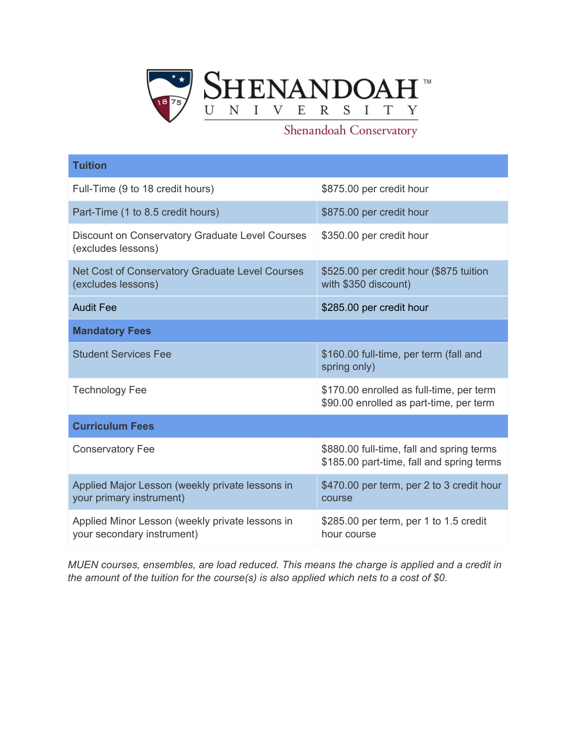Shenandoah University

Shenandoah Conservatory

| Tuition | |
| --- | --- |
| Full-Time (9 to 18 credit hours) | $875.00 per credit hour |
| Part-Time (1 to 8.5 credit hours) | $875.00 per credit hour |
| Discount on Conservatory Graduate Level Courses (excludes lessons) | $350.00 per credit hour |
| Net Cost of Conservatory Graduate Level Courses (excludes lessons) | $525.00 per credit hour ($875 tuition with $350 discount) |
| Audit Fee | $285.00 per credit hour |
| **Mandatory Fees** | |
| Student Services Fee | $160.00 full-time, per term (fall and spring only) |
| Technology Fee | $170.00 enrolled as full-time, per term<br>$90.00 enrolled as part-time, per term |
| **Curriculum Fees** | |
| Conservatory Fee | $880.00 full-time, fall and spring terms<br>$185.00 part-time, fall and spring terms |
| Applied Major Lesson (weekly private lessons in your primary instrument) | $470.00 per term, per 2 to 3 credit hour course |
| Applied Minor Lesson (weekly private lessons in your secondary instrument) | $285.00 per term, per 1 to 1.5 credit hour course |

*MUEN courses, ensembles, are load reduced. This means the charge is applied and a credit in the amount of the tuition for the course(s) is also applied which nets to a cost of $0.*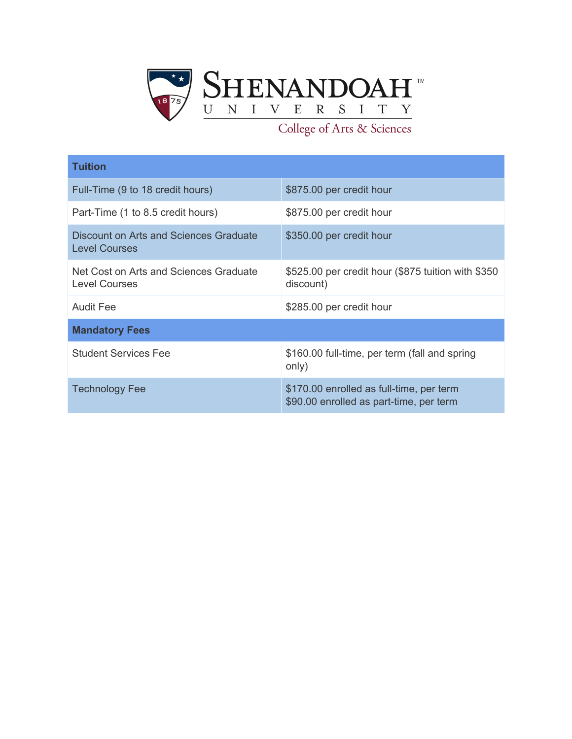# Shenandoah University

## College of Arts & Sciences

| | |
|---|---|
| **Tuition** | |
| Full-Time (9 to 18 credit hours) | $875.00 per credit hour |
| Part-Time (1 to 8.5 credit hours) | $875.00 per credit hour |
| Discount on Arts and Sciences Graduate Level Courses | $350.00 per credit hour |
| Net Cost on Arts and Sciences Graduate Level Courses | $525.00 per credit hour ($875 tuition with $350 discount) |
| Audit Fee | $285.00 per credit hour |
| **Mandatory Fees** | |
| Student Services Fee | $160.00 full-time, per term (fall and spring only) |
| Technology Fee | $170.00 enrolled as full-time, per term<br>$90.00 enrolled as part-time, per term |